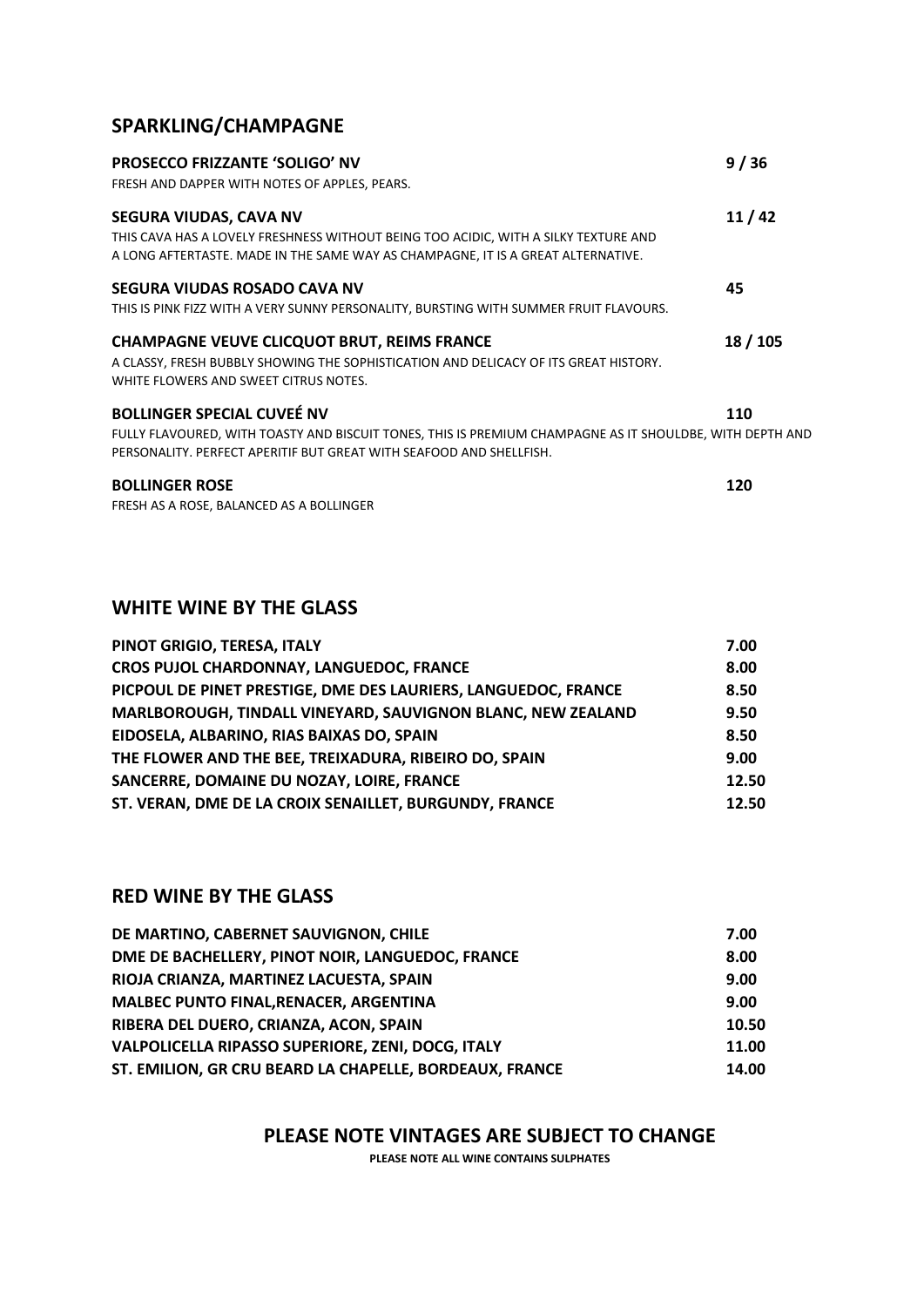## SPARKLING/CHAMPAGNE

**PROSECCO FRIZZANTE 'SOLIGO' NV** **9 / 36**
FRESH AND DAPPER WITH NOTES OF APPLES, PEARS.

**SEGURA VIUDAS, CAVA NV** **11 / 42**
THIS CAVA HAS A LOVELY FRESHNESS WITHOUT BEING TOO ACIDIC, WITH A SILKY TEXTURE AND A LONG AFTERTASTE. MADE IN THE SAME WAY AS CHAMPAGNE, IT IS A GREAT ALTERNATIVE.

**SEGURA VIUDAS ROSADO CAVA NV** **45**
THIS IS PINK FIZZ WITH A VERY SUNNY PERSONALITY, BURSTING WITH SUMMER FRUIT FLAVOURS.

**CHAMPAGNE VEUVE CLICQUOT BRUT, REIMS FRANCE** **18 / 105**
A CLASSY, FRESH BUBBLY SHOWING THE SOPHISTICATION AND DELICACY OF ITS GREAT HISTORY. WHITE FLOWERS AND SWEET CITRUS NOTES.

**BOLLINGER SPECIAL CUVEÉ NV** **110**
FULLY FLAVOURED, WITH TOASTY AND BISCUIT TONES, THIS IS PREMIUM CHAMPAGNE AS IT SHOULDBE, WITH DEPTH AND PERSONALITY. PERFECT APERITIF BUT GREAT WITH SEAFOOD AND SHELLFISH.

**BOLLINGER ROSE** **120**
FRESH AS A ROSE, BALANCED AS A BOLLINGER

## WHITE WINE BY THE GLASS

| | |
|---|---|
| **PINOT GRIGIO, TERESA, ITALY** | **7.00** |
| **CROS PUJOL CHARDONNAY, LANGUEDOC, FRANCE** | **8.00** |
| **PICPOUL DE PINET PRESTIGE, DME DES LAURIERS, LANGUEDOC, FRANCE** | **8.50** |
| **MARLBOROUGH, TINDALL VINEYARD, SAUVIGNON BLANC, NEW ZEALAND** | **9.50** |
| **EIDOSELA, ALBARINO, RIAS BAIXAS DO, SPAIN** | **8.50** |
| **THE FLOWER AND THE BEE, TREIXADURA, RIBEIRO DO, SPAIN** | **9.00** |
| **SANCERRE, DOMAINE DU NOZAY, LOIRE, FRANCE** | **12.50** |
| **ST. VERAN, DME DE LA CROIX SENAILLET, BURGUNDY, FRANCE** | **12.50** |

## RED WINE BY THE GLASS

| | |
|---|---|
| **DE MARTINO, CABERNET SAUVIGNON, CHILE** | **7.00** |
| **DME DE BACHELLERY, PINOT NOIR, LANGUEDOC, FRANCE** | **8.00** |
| **RIOJA CRIANZA, MARTINEZ LACUESTA, SPAIN** | **9.00** |
| **MALBEC PUNTO FINAL,RENACER, ARGENTINA** | **9.00** |
| **RIBERA DEL DUERO, CRIANZA, ACON, SPAIN** | **10.50** |
| **VALPOLICELLA RIPASSO SUPERIORE, ZENI, DOCG, ITALY** | **11.00** |
| **ST. EMILION, GR CRU BEARD LA CHAPELLE, BORDEAUX, FRANCE** | **14.00** |

### PLEASE NOTE VINTAGES ARE SUBJECT TO CHANGE

**PLEASE NOTE ALL WINE CONTAINS SULPHATES**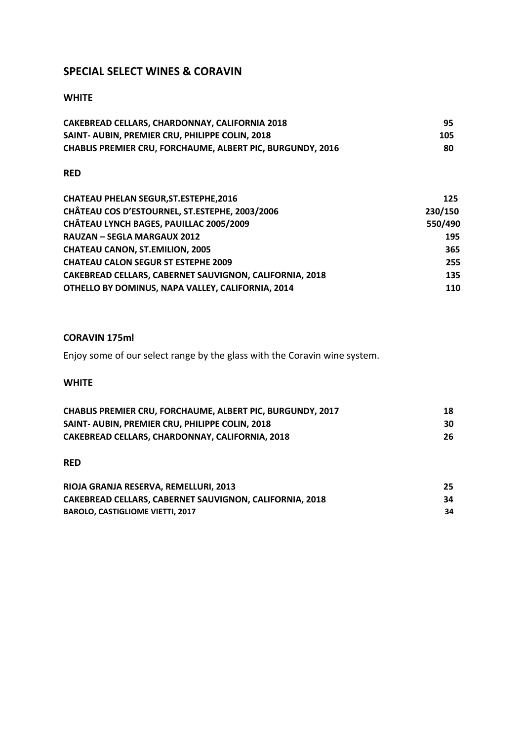## SPECIAL SELECT WINES & CORAVIN

### WHITE

| | |
|---|---|
| **CAKEBREAD CELLARS, CHARDONNAY, CALIFORNIA 2018** | **95** |
| **SAINT- AUBIN, PREMIER CRU, PHILIPPE COLIN, 2018** | **105** |
| **CHABLIS PREMIER CRU, FORCHAUME, ALBERT PIC, BURGUNDY, 2016** | **80** |

### RED

| | |
|---|---|
| **CHATEAU PHELAN SEGUR,ST.ESTEPHE,2016** | **125** |
| **CHÂTEAU COS D'ESTOURNEL, ST.ESTEPHE, 2003/2006** | **230/150** |
| **CHÂTEAU LYNCH BAGES, PAUILLAC 2005/2009** | **550/490** |
| **RAUZAN – SEGLA MARGAUX 2012** | **195** |
| **CHATEAU CANON, ST.EMILION, 2005** | **365** |
| **CHATEAU CALON SEGUR ST ESTEPHE 2009** | **255** |
| **CAKEBREAD CELLARS, CABERNET SAUVIGNON, CALIFORNIA, 2018** | **135** |
| **OTHELLO BY DOMINUS, NAPA VALLEY, CALIFORNIA, 2014** | **110** |

### CORAVIN 175ml

Enjoy some of our select range by the glass with the Coravin wine system.

### WHITE

| | |
|---|---|
| **CHABLIS PREMIER CRU, FORCHAUME, ALBERT PIC, BURGUNDY, 2017** | **18** |
| **SAINT- AUBIN, PREMIER CRU, PHILIPPE COLIN, 2018** | **30** |
| **CAKEBREAD CELLARS, CHARDONNAY, CALIFORNIA, 2018** | **26** |

### RED

| | |
|---|---|
| **RIOJA GRANJA RESERVA, REMELLURI, 2013** | **25** |
| **CAKEBREAD CELLARS, CABERNET SAUVIGNON, CALIFORNIA, 2018** | **34** |
| **BAROLO, CASTIGLIOME VIETTI, 2017** | **34** |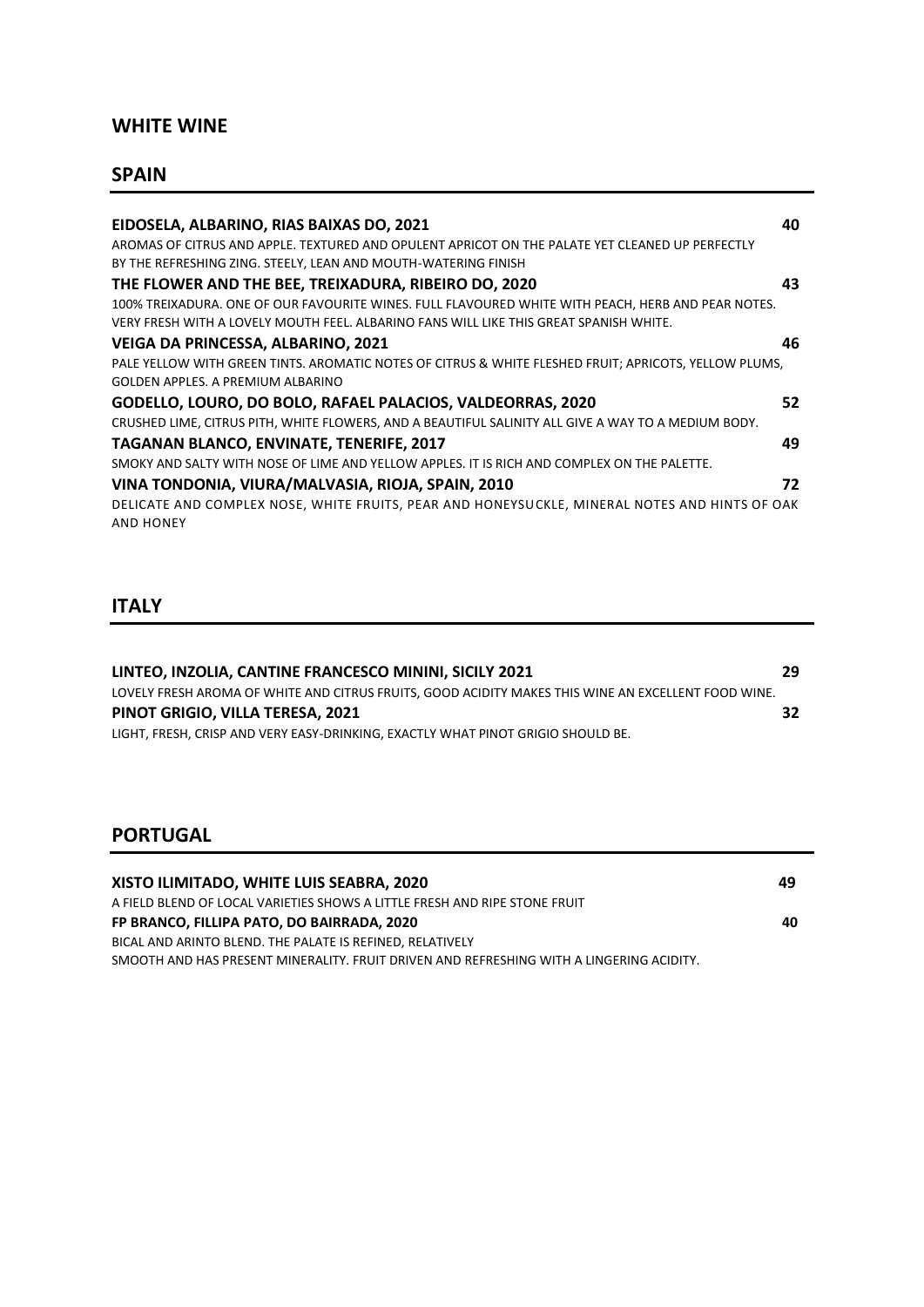# WHITE WINE

## SPAIN

**EIDOSELA, ALBARINO, RIAS BAIXAS DO, 2021** **40**

AROMAS OF CITRUS AND APPLE. TEXTURED AND OPULENT APRICOT ON THE PALATE YET CLEANED UP PERFECTLY BY THE REFRESHING ZING. STEELY, LEAN AND MOUTH-WATERING FINISH

**THE FLOWER AND THE BEE, TREIXADURA, RIBEIRO DO, 2020** **43**

100% TREIXADURA. ONE OF OUR FAVOURITE WINES. FULL FLAVOURED WHITE WITH PEACH, HERB AND PEAR NOTES. VERY FRESH WITH A LOVELY MOUTH FEEL. ALBARINO FANS WILL LIKE THIS GREAT SPANISH WHITE.

**VEIGA DA PRINCESSA, ALBARINO, 2021** **46**

PALE YELLOW WITH GREEN TINTS. AROMATIC NOTES OF CITRUS & WHITE FLESHED FRUIT; APRICOTS, YELLOW PLUMS, GOLDEN APPLES. A PREMIUM ALBARINO

**GODELLO, LOURO, DO BOLO, RAFAEL PALACIOS, VALDEORRAS, 2020** **52**

CRUSHED LIME, CITRUS PITH, WHITE FLOWERS, AND A BEAUTIFUL SALINITY ALL GIVE A WAY TO A MEDIUM BODY.

**TAGANAN BLANCO, ENVINATE, TENERIFE, 2017** **49**

SMOKY AND SALTY WITH NOSE OF LIME AND YELLOW APPLES. IT IS RICH AND COMPLEX ON THE PALETTE.

**VINA TONDONIA, VIURA/MALVASIA, RIOJA, SPAIN, 2010** **72**

DELICATE AND COMPLEX NOSE, WHITE FRUITS, PEAR AND HONEYSUCKLE, MINERAL NOTES AND HINTS OF OAK AND HONEY

## ITALY

**LINTEO, INZOLIA, CANTINE FRANCESCO MININI, SICILY 2021** **29**

LOVELY FRESH AROMA OF WHITE AND CITRUS FRUITS, GOOD ACIDITY MAKES THIS WINE AN EXCELLENT FOOD WINE.

**PINOT GRIGIO, VILLA TERESA, 2021** **32**

LIGHT, FRESH, CRISP AND VERY EASY-DRINKING, EXACTLY WHAT PINOT GRIGIO SHOULD BE.

## PORTUGAL

**XISTO ILIMITADO, WHITE LUIS SEABRA, 2020** **49**

A FIELD BLEND OF LOCAL VARIETIES SHOWS A LITTLE FRESH AND RIPE STONE FRUIT

**FP BRANCO, FILLIPA PATO, DO BAIRRADA, 2020** **40**

BICAL AND ARINTO BLEND. THE PALATE IS REFINED, RELATIVELY SMOOTH AND HAS PRESENT MINERALITY. FRUIT DRIVEN AND REFRESHING WITH A LINGERING ACIDITY.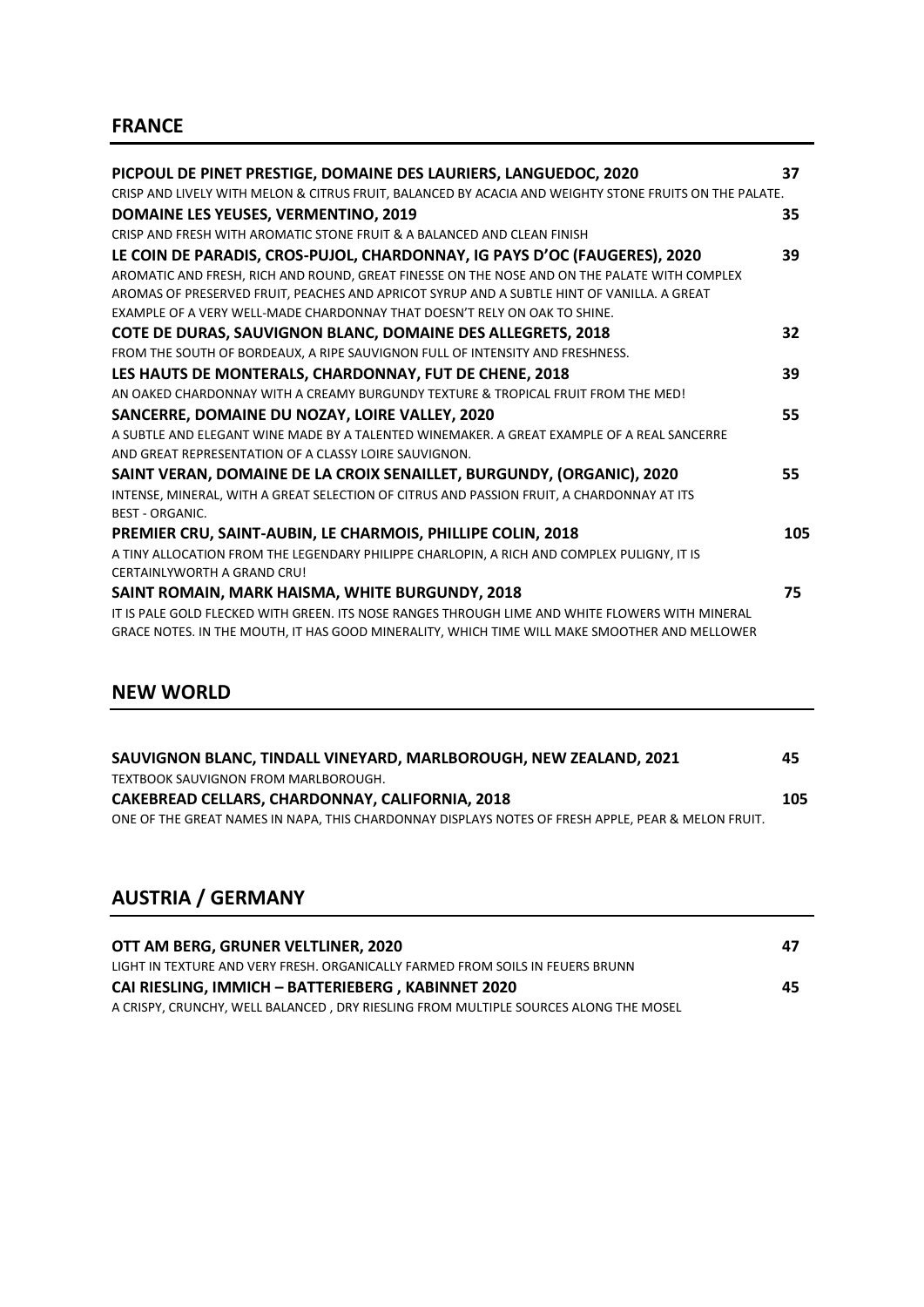## FRANCE

**PICPOUL DE PINET PRESTIGE, DOMAINE DES LAURIERS, LANGUEDOC, 2020** **37**
CRISP AND LIVELY WITH MELON & CITRUS FRUIT, BALANCED BY ACACIA AND WEIGHTY STONE FRUITS ON THE PALATE.

**DOMAINE LES YEUSES, VERMENTINO, 2019** **35**
CRISP AND FRESH WITH AROMATIC STONE FRUIT & A BALANCED AND CLEAN FINISH

**LE COIN DE PARADIS, CROS-PUJOL, CHARDONNAY, IG PAYS D'OC (FAUGERES), 2020** **39**
AROMATIC AND FRESH, RICH AND ROUND, GREAT FINESSE ON THE NOSE AND ON THE PALATE WITH COMPLEX AROMAS OF PRESERVED FRUIT, PEACHES AND APRICOT SYRUP AND A SUBTLE HINT OF VANILLA. A GREAT EXAMPLE OF A VERY WELL-MADE CHARDONNAY THAT DOESN'T RELY ON OAK TO SHINE.

**COTE DE DURAS, SAUVIGNON BLANC, DOMAINE DES ALLEGRETS, 2018** **32**
FROM THE SOUTH OF BORDEAUX, A RIPE SAUVIGNON FULL OF INTENSITY AND FRESHNESS.

**LES HAUTS DE MONTERALS, CHARDONNAY, FUT DE CHENE, 2018** **39**
AN OAKED CHARDONNAY WITH A CREAMY BURGUNDY TEXTURE & TROPICAL FRUIT FROM THE MED!

**SANCERRE, DOMAINE DU NOZAY, LOIRE VALLEY, 2020** **55**
A SUBTLE AND ELEGANT WINE MADE BY A TALENTED WINEMAKER. A GREAT EXAMPLE OF A REAL SANCERRE AND GREAT REPRESENTATION OF A CLASSY LOIRE SAUVIGNON.

**SAINT VERAN, DOMAINE DE LA CROIX SENAILLET, BURGUNDY, (ORGANIC), 2020** **55**
INTENSE, MINERAL, WITH A GREAT SELECTION OF CITRUS AND PASSION FRUIT, A CHARDONNAY AT ITS BEST - ORGANIC.

**PREMIER CRU, SAINT-AUBIN, LE CHARMOIS, PHILLIPE COLIN, 2018** **105**
A TINY ALLOCATION FROM THE LEGENDARY PHILIPPE CHARLOPIN, A RICH AND COMPLEX PULIGNY, IT IS CERTAINLYWORTH A GRAND CRU!

**SAINT ROMAIN, MARK HAISMA, WHITE BURGUNDY, 2018** **75**
IT IS PALE GOLD FLECKED WITH GREEN. ITS NOSE RANGES THROUGH LIME AND WHITE FLOWERS WITH MINERAL GRACE NOTES. IN THE MOUTH, IT HAS GOOD MINERALITY, WHICH TIME WILL MAKE SMOOTHER AND MELLOWER

## NEW WORLD

**SAUVIGNON BLANC, TINDALL VINEYARD, MARLBOROUGH, NEW ZEALAND, 2021** **45**
TEXTBOOK SAUVIGNON FROM MARLBOROUGH.

**CAKEBREAD CELLARS, CHARDONNAY, CALIFORNIA, 2018** **105**
ONE OF THE GREAT NAMES IN NAPA, THIS CHARDONNAY DISPLAYS NOTES OF FRESH APPLE, PEAR & MELON FRUIT.

## AUSTRIA / GERMANY

**OTT AM BERG, GRUNER VELTLINER, 2020** **47**
LIGHT IN TEXTURE AND VERY FRESH. ORGANICALLY FARMED FROM SOILS IN FEUERS BRUNN

**CAI RIESLING, IMMICH – BATTERIEBERG , KABINNET 2020** **45**
A CRISPY, CRUNCHY, WELL BALANCED , DRY RIESLING FROM MULTIPLE SOURCES ALONG THE MOSEL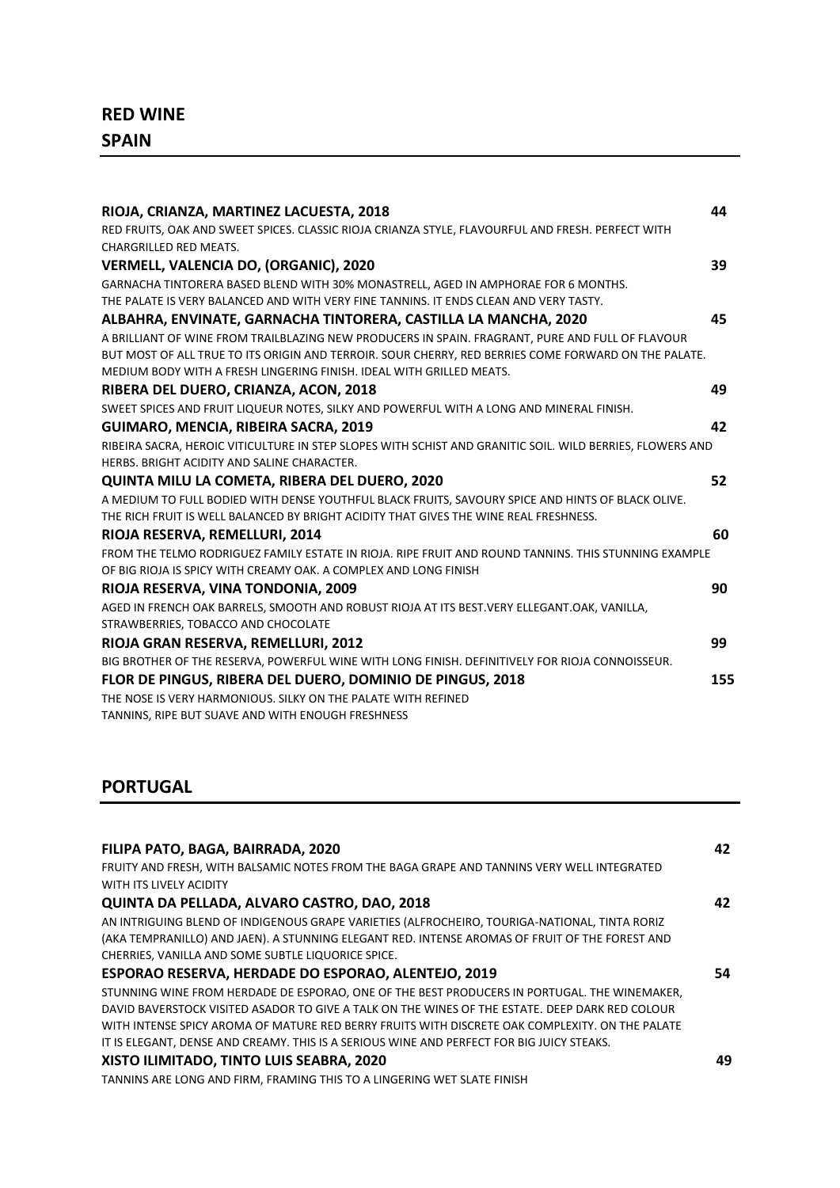## RED WINE

## SPAIN

**RIOJA, CRIANZA, MARTINEZ LACUESTA, 2018** **44**
RED FRUITS, OAK AND SWEET SPICES. CLASSIC RIOJA CRIANZA STYLE, FLAVOURFUL AND FRESH. PERFECT WITH CHARGRILLED RED MEATS.

**VERMELL, VALENCIA DO, (ORGANIC), 2020** **39**
GARNACHA TINTORERA BASED BLEND WITH 30% MONASTRELL, AGED IN AMPHORAE FOR 6 MONTHS.
THE PALATE IS VERY BALANCED AND WITH VERY FINE TANNINS. IT ENDS CLEAN AND VERY TASTY.

**ALBAHRA, ENVINATE, GARNACHA TINTORERA, CASTILLA LA MANCHA, 2020** **45**
A BRILLIANT OF WINE FROM TRAILBLAZING NEW PRODUCERS IN SPAIN. FRAGRANT, PURE AND FULL OF FLAVOUR BUT MOST OF ALL TRUE TO ITS ORIGIN AND TERROIR. SOUR CHERRY, RED BERRIES COME FORWARD ON THE PALATE. MEDIUM BODY WITH A FRESH LINGERING FINISH. IDEAL WITH GRILLED MEATS.

**RIBERA DEL DUERO, CRIANZA, ACON, 2018** **49**
SWEET SPICES AND FRUIT LIQUEUR NOTES, SILKY AND POWERFUL WITH A LONG AND MINERAL FINISH.

**GUIMARO, MENCIA, RIBEIRA SACRA, 2019** **42**
RIBEIRA SACRA, HEROIC VITICULTURE IN STEP SLOPES WITH SCHIST AND GRANITIC SOIL. WILD BERRIES, FLOWERS AND HERBS. BRIGHT ACIDITY AND SALINE CHARACTER.

**QUINTA MILU LA COMETA, RIBERA DEL DUERO, 2020** **52**
A MEDIUM TO FULL BODIED WITH DENSE YOUTHFUL BLACK FRUITS, SAVOURY SPICE AND HINTS OF BLACK OLIVE.
THE RICH FRUIT IS WELL BALANCED BY BRIGHT ACIDITY THAT GIVES THE WINE REAL FRESHNESS.

**RIOJA RESERVA, REMELLURI, 2014** **60**
FROM THE TELMO RODRIGUEZ FAMILY ESTATE IN RIOJA. RIPE FRUIT AND ROUND TANNINS. THIS STUNNING EXAMPLE OF BIG RIOJA IS SPICY WITH CREAMY OAK. A COMPLEX AND LONG FINISH

**RIOJA RESERVA, VINA TONDONIA, 2009** **90**
AGED IN FRENCH OAK BARRELS, SMOOTH AND ROBUST RIOJA AT ITS BEST.VERY ELLEGANT.OAK, VANILLA, STRAWBERRIES, TOBACCO AND CHOCOLATE

**RIOJA GRAN RESERVA, REMELLURI, 2012** **99**
BIG BROTHER OF THE RESERVA, POWERFUL WINE WITH LONG FINISH. DEFINITIVELY FOR RIOJA CONNOISSEUR.

**FLOR DE PINGUS, RIBERA DEL DUERO, DOMINIO DE PINGUS, 2018** **155**
THE NOSE IS VERY HARMONIOUS. SILKY ON THE PALATE WITH REFINED TANNINS, RIPE BUT SUAVE AND WITH ENOUGH FRESHNESS

## PORTUGAL

**FILIPA PATO, BAGA, BAIRRADA, 2020** **42**
FRUITY AND FRESH, WITH BALSAMIC NOTES FROM THE BAGA GRAPE AND TANNINS VERY WELL INTEGRATED WITH ITS LIVELY ACIDITY

**QUINTA DA PELLADA, ALVARO CASTRO, DAO, 2018** **42**
AN INTRIGUING BLEND OF INDIGENOUS GRAPE VARIETIES (ALFROCHEIRO, TOURIGA-NATIONAL, TINTA RORIZ (AKA TEMPRANILLO) AND JAEN). A STUNNING ELEGANT RED. INTENSE AROMAS OF FRUIT OF THE FOREST AND CHERRIES, VANILLA AND SOME SUBTLE LIQUORICE SPICE.

**ESPORAO RESERVA, HERDADE DO ESPORAO, ALENTEJO, 2019** **54**
STUNNING WINE FROM HERDADE DE ESPORAO, ONE OF THE BEST PRODUCERS IN PORTUGAL. THE WINEMAKER, DAVID BAVERSTOCK VISITED ASADOR TO GIVE A TALK ON THE WINES OF THE ESTATE. DEEP DARK RED COLOUR WITH INTENSE SPICY AROMA OF MATURE RED BERRY FRUITS WITH DISCRETE OAK COMPLEXITY. ON THE PALATE IT IS ELEGANT, DENSE AND CREAMY. THIS IS A SERIOUS WINE AND PERFECT FOR BIG JUICY STEAKS.

**XISTO ILIMITADO, TINTO LUIS SEABRA, 2020** **49**
TANNINS ARE LONG AND FIRM, FRAMING THIS TO A LINGERING WET SLATE FINISH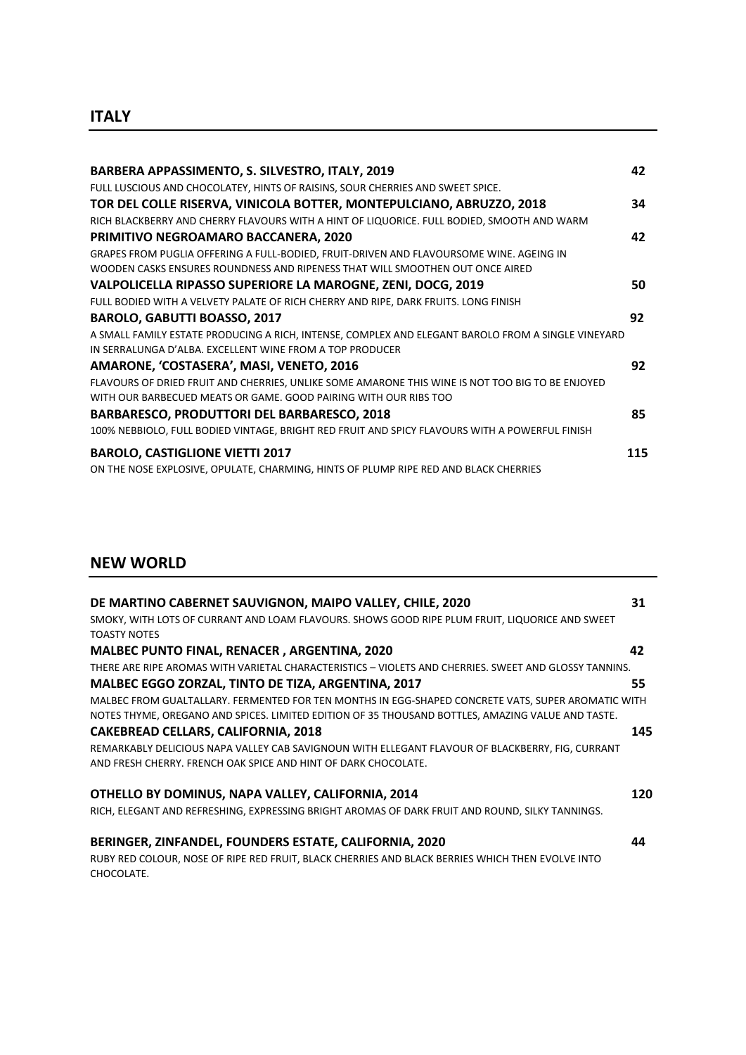## ITALY

**BARBERA APPASSIMENTO, S. SILVESTRO, ITALY, 2019** **42**
FULL LUSCIOUS AND CHOCOLATEY, HINTS OF RAISINS, SOUR CHERRIES AND SWEET SPICE.

**TOR DEL COLLE RISERVA, VINICOLA BOTTER, MONTEPULCIANO, ABRUZZO, 2018** **34**
RICH BLACKBERRY AND CHERRY FLAVOURS WITH A HINT OF LIQUORICE. FULL BODIED, SMOOTH AND WARM

**PRIMITIVO NEGROAMARO BACCANERA, 2020** **42**
GRAPES FROM PUGLIA OFFERING A FULL-BODIED, FRUIT-DRIVEN AND FLAVOURSOME WINE. AGEING IN WOODEN CASKS ENSURES ROUNDNESS AND RIPENESS THAT WILL SMOOTHEN OUT ONCE AIRED

**VALPOLICELLA RIPASSO SUPERIORE LA MAROGNE, ZENI, DOCG, 2019** **50**
FULL BODIED WITH A VELVETY PALATE OF RICH CHERRY AND RIPE, DARK FRUITS. LONG FINISH

**BAROLO, GABUTTI BOASSO, 2017** **92**
A SMALL FAMILY ESTATE PRODUCING A RICH, INTENSE, COMPLEX AND ELEGANT BAROLO FROM A SINGLE VINEYARD IN SERRALUNGA D'ALBA. EXCELLENT WINE FROM A TOP PRODUCER

**AMARONE, 'COSTASERA', MASI, VENETO, 2016** **92**
FLAVOURS OF DRIED FRUIT AND CHERRIES, UNLIKE SOME AMARONE THIS WINE IS NOT TOO BIG TO BE ENJOYED WITH OUR BARBECUED MEATS OR GAME. GOOD PAIRING WITH OUR RIBS TOO

**BARBARESCO, PRODUTTORI DEL BARBARESCO, 2018** **85**
100% NEBBIOLO, FULL BODIED VINTAGE, BRIGHT RED FRUIT AND SPICY FLAVOURS WITH A POWERFUL FINISH

**BAROLO, CASTIGLIONE VIETTI 2017** **115**
ON THE NOSE EXPLOSIVE, OPULATE, CHARMING, HINTS OF PLUMP RIPE RED AND BLACK CHERRIES

## NEW WORLD

**DE MARTINO CABERNET SAUVIGNON, MAIPO VALLEY, CHILE, 2020** **31**
SMOKY, WITH LOTS OF CURRANT AND LOAM FLAVOURS. SHOWS GOOD RIPE PLUM FRUIT, LIQUORICE AND SWEET TOASTY NOTES

**MALBEC PUNTO FINAL, RENACER , ARGENTINA, 2020** **42**
THERE ARE RIPE AROMAS WITH VARIETAL CHARACTERISTICS – VIOLETS AND CHERRIES. SWEET AND GLOSSY TANNINS.

**MALBEC EGGO ZORZAL, TINTO DE TIZA, ARGENTINA, 2017** **55**
MALBEC FROM GUALTALLARY. FERMENTED FOR TEN MONTHS IN EGG-SHAPED CONCRETE VATS, SUPER AROMATIC WITH NOTES THYME, OREGANO AND SPICES. LIMITED EDITION OF 35 THOUSAND BOTTLES, AMAZING VALUE AND TASTE.

**CAKEBREAD CELLARS, CALIFORNIA, 2018** **145**
REMARKABLY DELICIOUS NAPA VALLEY CAB SAVIGNOUN WITH ELLEGANT FLAVOUR OF BLACKBERRY, FIG, CURRANT AND FRESH CHERRY. FRENCH OAK SPICE AND HINT OF DARK CHOCOLATE.

**OTHELLO BY DOMINUS, NAPA VALLEY, CALIFORNIA, 2014** **120**
RICH, ELEGANT AND REFRESHING, EXPRESSING BRIGHT AROMAS OF DARK FRUIT AND ROUND, SILKY TANNINGS.

**BERINGER, ZINFANDEL, FOUNDERS ESTATE, CALIFORNIA, 2020** **44**
RUBY RED COLOUR, NOSE OF RIPE RED FRUIT, BLACK CHERRIES AND BLACK BERRIES WHICH THEN EVOLVE INTO CHOCOLATE.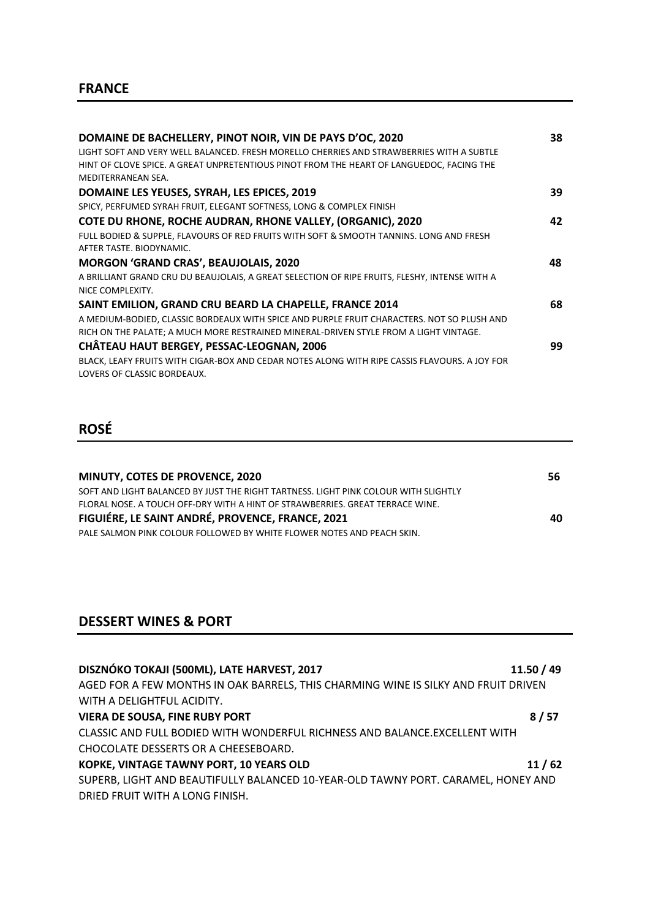## FRANCE

**DOMAINE DE BACHELLERY, PINOT NOIR, VIN DE PAYS D'OC, 2020** **38**
LIGHT SOFT AND VERY WELL BALANCED. FRESH MORELLO CHERRIES AND STRAWBERRIES WITH A SUBTLE HINT OF CLOVE SPICE. A GREAT UNPRETENTIOUS PINOT FROM THE HEART OF LANGUEDOC, FACING THE MEDITERRANEAN SEA.

**DOMAINE LES YEUSES, SYRAH, LES EPICES, 2019** **39**
SPICY, PERFUMED SYRAH FRUIT, ELEGANT SOFTNESS, LONG & COMPLEX FINISH

**COTE DU RHONE, ROCHE AUDRAN, RHONE VALLEY, (ORGANIC), 2020** **42**
FULL BODIED & SUPPLE, FLAVOURS OF RED FRUITS WITH SOFT & SMOOTH TANNINS. LONG AND FRESH AFTER TASTE. BIODYNAMIC.

**MORGON 'GRAND CRAS', BEAUJOLAIS, 2020** **48**
A BRILLIANT GRAND CRU DU BEAUJOLAIS, A GREAT SELECTION OF RIPE FRUITS, FLESHY, INTENSE WITH A NICE COMPLEXITY.

**SAINT EMILION, GRAND CRU BEARD LA CHAPELLE, FRANCE 2014** **68**
A MEDIUM-BODIED, CLASSIC BORDEAUX WITH SPICE AND PURPLE FRUIT CHARACTERS. NOT SO PLUSH AND RICH ON THE PALATE; A MUCH MORE RESTRAINED MINERAL-DRIVEN STYLE FROM A LIGHT VINTAGE.

**CHÂTEAU HAUT BERGEY, PESSAC-LEOGNAN, 2006** **99**
BLACK, LEAFY FRUITS WITH CIGAR-BOX AND CEDAR NOTES ALONG WITH RIPE CASSIS FLAVOURS. A JOY FOR LOVERS OF CLASSIC BORDEAUX.

## ROSÉ

**MINUTY, COTES DE PROVENCE, 2020** **56**
SOFT AND LIGHT BALANCED BY JUST THE RIGHT TARTNESS. LIGHT PINK COLOUR WITH SLIGHTLY FLORAL NOSE. A TOUCH OFF-DRY WITH A HINT OF STRAWBERRIES. GREAT TERRACE WINE.

**FIGUIÉRE, LE SAINT ANDRÉ, PROVENCE, FRANCE, 2021** **40**
PALE SALMON PINK COLOUR FOLLOWED BY WHITE FLOWER NOTES AND PEACH SKIN.

## DESSERT WINES & PORT

**DISZNÓKO TOKAJI (500ML), LATE HARVEST, 2017** **11.50 / 49**
AGED FOR A FEW MONTHS IN OAK BARRELS, THIS CHARMING WINE IS SILKY AND FRUIT DRIVEN WITH A DELIGHTFUL ACIDITY.

**VIERA DE SOUSA, FINE RUBY PORT** **8 / 57**
CLASSIC AND FULL BODIED WITH WONDERFUL RICHNESS AND BALANCE.EXCELLENT WITH CHOCOLATE DESSERTS OR A CHEESEBOARD.

**KOPKE, VINTAGE TAWNY PORT, 10 YEARS OLD** **11 / 62**
SUPERB, LIGHT AND BEAUTIFULLY BALANCED 10-YEAR-OLD TAWNY PORT. CARAMEL, HONEY AND DRIED FRUIT WITH A LONG FINISH.